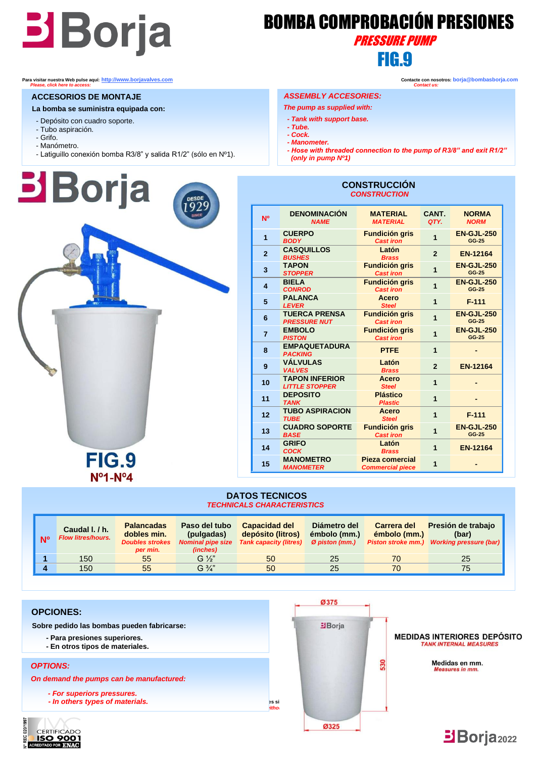# Borja

# BOMBA COMPROBACIÓN PRESIONES

## *PRESSURE PUMP*

## FIG.9

Para visitar nuestra Web pulse aquí: http://www.borjavalves.com
*Please, click here to access:*

Contacte con nosotros: borja@bombasborja.com
*Contact us:*

### ACCESORIOS DE MONTAJE

**La bomba se suministra equipada con:**

- Depósito con cuadro soporte.
- Tubo aspiración.
- Grifo.
- Manómetro.
- Latiguillo conexión bomba R3/8" y salida R1/2" (sólo en Nº1).

### *ASSEMBLY ACCESORIES:*

*The pump as supplied with:*

- *Tank with support base.*
- *Tube.*
- *Cock.*
- *Manometer.*
- *Hose with threaded connection to the pump of R3/8" and exit R1/2" (only in pump Nº1)*

Borja — DESDE 1929 SINCE

**FIG.9**
**Nº1-Nº4**

### CONSTRUCCIÓN
*CONSTRUCTION*

| Nº | DENOMINACIÓN *NAME* | MATERIAL *MATERIAL* | CANT. *QTY.* | NORMA *NORM* |
|---|---|---|---|---|
| 1 | CUERPO *BODY* | Fundición gris *Cast iron* | 1 | EN-GJL-250 GG-25 |
| 2 | CASQUILLOS *BUSHES* | Latón *Brass* | 2 | EN-12164 |
| 3 | TAPON *STOPPER* | Fundición gris *Cast iron* | 1 | EN-GJL-250 GG-25 |
| 4 | BIELA *CONROD* | Fundición gris *Cast iron* | 1 | EN-GJL-250 GG-25 |
| 5 | PALANCA *LEVER* | Acero *Steel* | 1 | F-111 |
| 6 | TUERCA PRENSA *PRESSURE NUT* | Fundición gris *Cast iron* | 1 | EN-GJL-250 GG-25 |
| 7 | EMBOLO *PISTON* | Fundición gris *Cast iron* | 1 | EN-GJL-250 GG-25 |
| 8 | EMPAQUETADURA *PACKING* | PTFE | 1 | - |
| 9 | VÁLVULAS *VALVES* | Latón *Brass* | 2 | EN-12164 |
| 10 | TAPON INFERIOR *LITTLE STOPPER* | Acero *Steel* | 1 | - |
| 11 | DEPOSITO *TANK* | Plástico *Plastic* | 1 | - |
| 12 | TUBO ASPIRACION *TUBE* | Acero *Steel* | 1 | F-111 |
| 13 | CUADRO SOPORTE *BASE* | Fundición gris *Cast iron* | 1 | EN-GJL-250 GG-25 |
| 14 | GRIFO *COCK* | Latón *Brass* | 1 | EN-12164 |
| 15 | MANOMETRO *MANOMETER* | Pieza comercial *Commercial piece* | 1 | - |

### DATOS TECNICOS
*TECHNICALS CHARACTERISTICS*

| Nº | Caudal l. / h. *Flow litres/hours.* | Palancadas dobles min. *Doubles strokes per min.* | Paso del tubo (pulgadas) *Nominal pipe size (inches)* | Capacidad del depósito (litros) *Tank capacity (litres)* | Diámetro del émbolo (mm.) *Ø piston (mm.)* | Carrera del émbolo (mm.) *Piston stroke mm.)* | Presión de trabajo (bar) *Working pressure (bar)* |
|---|---|---|---|---|---|---|---|
| 1 | 150 | 55 | G ½" | 50 | 25 | 70 | 25 |
| 4 | 150 | 55 | G ¾" | 50 | 25 | 70 | 75 |

### OPCIONES:

**Sobre pedido las bombas pueden fabricarse:**

- **Para presiones superiores.**
- **En otros tipos de materiales.**

### *OPTIONS:*

***On demand the pumps can be manufactured:***

- ***For superiors pressures.***
- ***In others types of materials.***

Ø375

530

Ø325

**MEDIDAS INTERIORES DEPÓSITO**
*TANK INTERNAL MEASURES*

**Medidas en mm.**
*Measures in mm.*

Nº REC 020/1997 — CERTIFICADO ISO 9001 — ACREDITADO POR ENAC

Borja 2022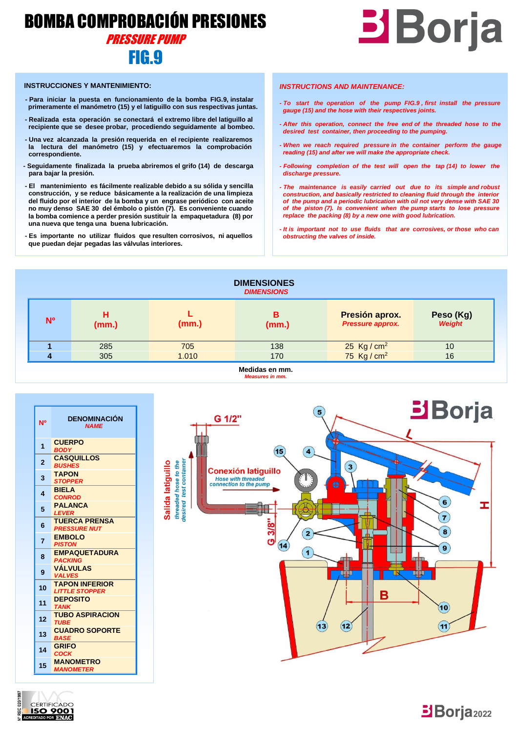# BOMBA COMPROBACIÓN PRESIONES

## *PRESSURE PUMP*

## FIG.9

### INSTRUCCIONES Y MANTENIMIENTO:

- Para iniciar la puesta en funcionamiento de la bomba FIG.9, instalar primeramente el manómetro (15) y el latiguillo con sus respectivas juntas.
- Realizada esta operación se conectará el extremo libre del latiguillo al recipiente que se desee probar, procediendo seguidamente al bombeo.
- Una vez alcanzada la presión requerida en el recipiente realizaremos la lectura del manómetro (15) y efectuaremos la comprobación correspondiente.
- Seguidamente finalizada la prueba abriremos el grifo (14) de descarga para bajar la presión.
- El mantenimiento es fácilmente realizable debido a su sólida y sencilla construcción, y se reduce básicamente a la realización de una limpieza del fluido por el interior de la bomba y un engrase periódico con aceite no muy denso SAE 30 del émbolo o pistón (7). Es conveniente cuando la bomba comience a perder presión sustituir la empaquetadura (8) por una nueva que tenga una buena lubricación.
- Es importante no utilizar fluidos que resulten corrosivos, ni aquellos que puedan dejar pegadas las válvulas interiores.

### *INSTRUCTIONS AND MAINTENANCE:*

- *To start the operation of the pump FIG.9 , first install the pressure gauge (15) and the hose with their respectives joints.*
- *After this operation, connect the free end of the threaded hose to the desired test container, then proceeding to the pumping.*
- *When we reach required pressure in the container perform the gauge reading (15) and after we will make the appropriate check.*
- *Following completion of the test will open the tap (14) to lower the discharge pressure.*
- *The maintenance is easily carried out due to its simple and robust construction, and basically restricted to cleaning fluid through the interior of the pump and a periodic lubrication with oil not very dense with SAE 30 of the piston (7). Is convenient when the pump starts to lose pressure replace the packing (8) by a new one with good lubrication.*
- *It is important not to use fluids that are corrosives, or those who can obstructing the valves of inside.*

## DIMENSIONES
*DIMENSIONS*

| Nº | H (mm.) | L (mm.) | B (mm.) | Presión aprox. *Pressure approx.* | Peso (Kg) *Weight* |
|---|---|---|---|---|---|
| 1 | 285 | 705 | 138 | 25 Kg / cm$^2$ | 10 |
| 4 | 305 | 1.010 | 170 | 75 Kg / cm$^2$ | 16 |

Medidas en mm.
*Measures in mm.*

| Nº | DENOMINACIÓN *NAME* |
|---|---|
| 1 | CUERPO *BODY* |
| 2 | CASQUILLOS *BUSHES* |
| 3 | TAPON *STOPPER* |
| 4 | BIELA *CONROD* |
| 5 | PALANCA *LEVER* |
| 6 | TUERCA PRENSA *PRESSURE NUT* |
| 7 | EMBOLO *PISTON* |
| 8 | EMPAQUETADURA *PACKING* |
| 9 | VÁLVULAS *VALVES* |
| 10 | TAPON INFERIOR *LITTLE STOPPER* |
| 11 | DEPOSITO *TANK* |
| 12 | TUBO ASPIRACION *TUBE* |
| 13 | CUADRO SOPORTE *BASE* |
| 14 | GRIFO *COCK* |
| 15 | MANOMETRO *MANOMETER* |

G 1/2"
Salida latiguillo
*threaded hose to the desired test container*
Conexión latiguillo
*Hose with threaded connection to the pump*
G 3/8"
L
H
B